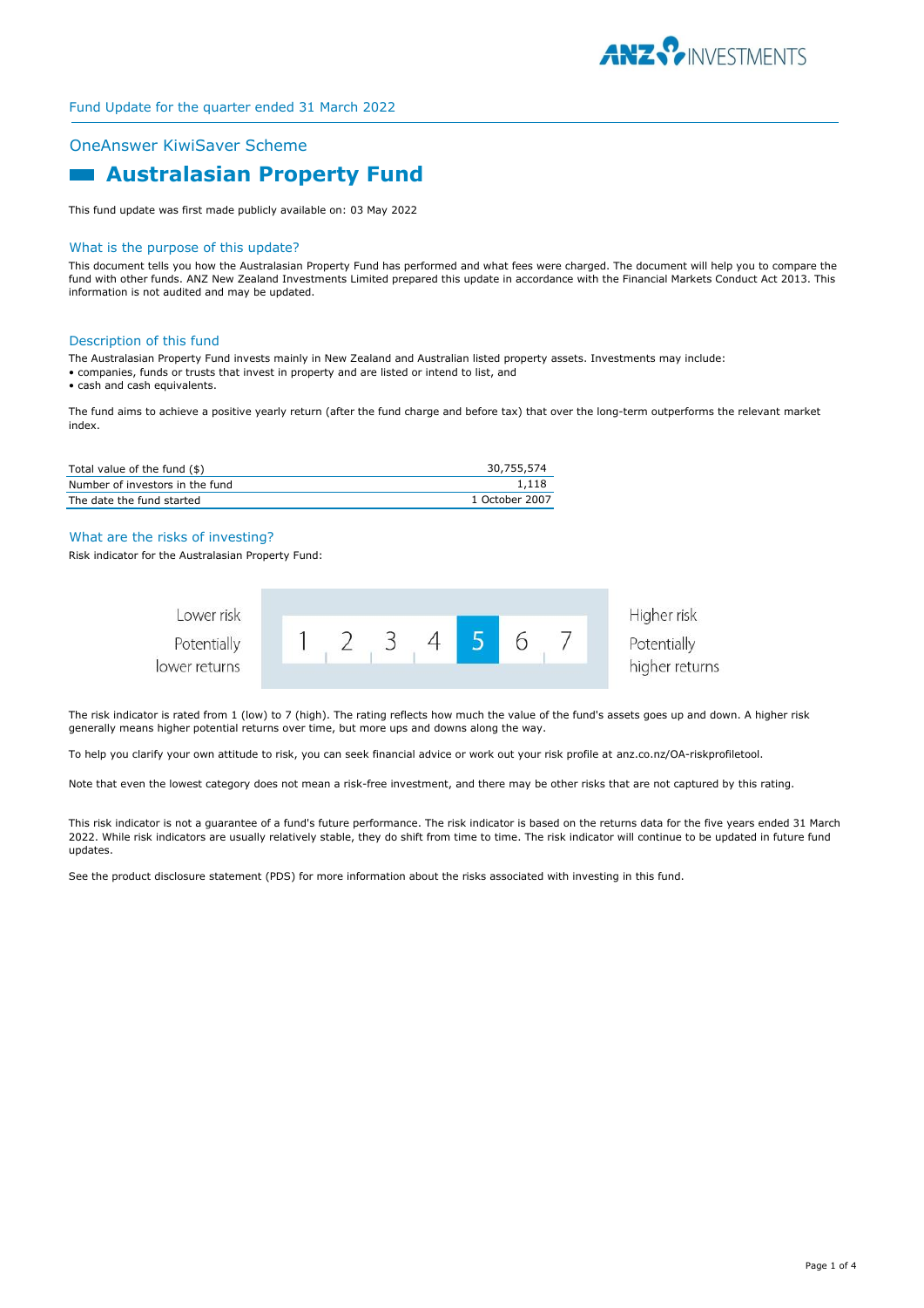Fund Update for the quarter ended 31 March 2022

## OneAnswer KiwiSaver Scheme

# Australasian Property Fund

This fund update was first made publicly available on: 03 May 2022

## What is the purpose of this update?

This document tells you how the Australasian Property Fund has performed and what fees were charged. The document will help you to compare the fund with other funds. ANZ New Zealand Investments Limited prepared this update in accordance with the Financial Markets Conduct Act 2013. This information is not audited and may be updated.

## Description of this fund

The Australasian Property Fund invests mainly in New Zealand and Australian listed property assets. Investments may include:

- companies, funds or trusts that invest in property and are listed or intend to list, and
- cash and cash equivalents.

The fund aims to achieve a positive yearly return (after the fund charge and before tax) that over the long-term outperforms the relevant market index.

| | |
|---|---|
| Total value of the fund ($) | 30,755,574 |
| Number of investors in the fund | 1,118 |
| The date the fund started | 1 October 2007 |

## What are the risks of investing?

Risk indicator for the Australasian Property Fund:

| Lower risk / Potentially lower returns | 1 | 2 | 3 | 4 | **5** | 6 | 7 | Higher risk / Potentially higher returns |
|---|---|---|---|---|---|---|---|---|

The risk indicator is rated from 1 (low) to 7 (high). The rating reflects how much the value of the fund's assets goes up and down. A higher risk generally means higher potential returns over time, but more ups and downs along the way.

To help you clarify your own attitude to risk, you can seek financial advice or work out your risk profile at anz.co.nz/OA-riskprofiletool.

Note that even the lowest category does not mean a risk-free investment, and there may be other risks that are not captured by this rating.

This risk indicator is not a guarantee of a fund's future performance. The risk indicator is based on the returns data for the five years ended 31 March 2022. While risk indicators are usually relatively stable, they do shift from time to time. The risk indicator will continue to be updated in future fund updates.

See the product disclosure statement (PDS) for more information about the risks associated with investing in this fund.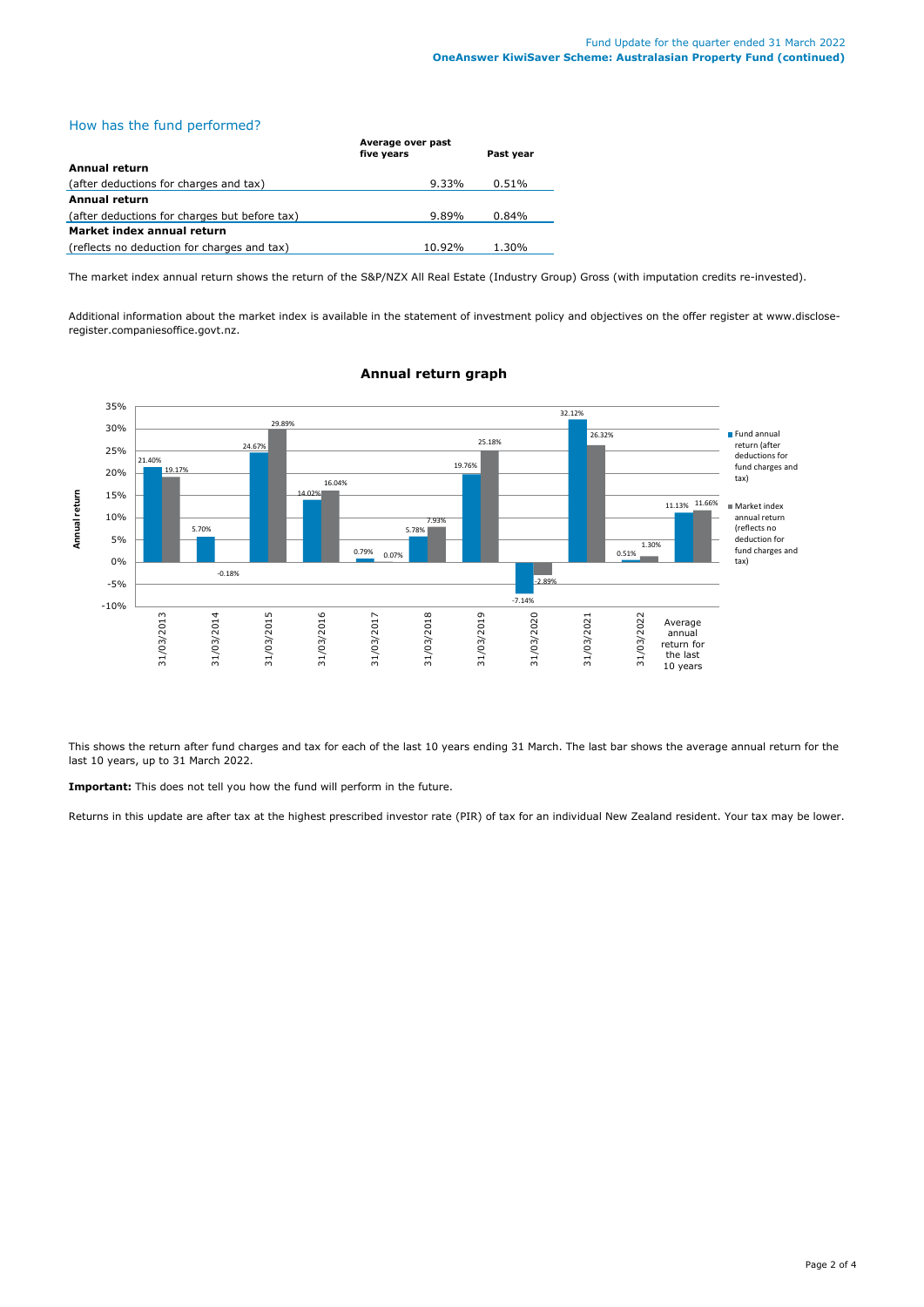## How has the fund performed?

| | Average over past five years | Past year |
|---|---|---|
| **Annual return** | | |
| (after deductions for charges and tax) | 9.33% | 0.51% |
| **Annual return** | | |
| (after deductions for charges but before tax) | 9.89% | 0.84% |
| **Market index annual return** | | |
| (reflects no deduction for charges and tax) | 10.92% | 1.30% |

The market index annual return shows the return of the S&P/NZX All Real Estate (Industry Group) Gross (with imputation credits re-invested).

Additional information about the market index is available in the statement of investment policy and objectives on the offer register at www.disclose-register.companiesoffice.govt.nz.

### Annual return graph

| Year | Fund annual return (after deductions for fund charges and tax) | Market index annual return (reflects no deduction for fund charges and tax) |
|---|---|---|
| 31/03/2013 | 21.40% | 19.17% |
| 31/03/2014 | 5.70% | -0.18% |
| 31/03/2015 | 24.67% | 29.89% |
| 31/03/2016 | 14.02% | 16.04% |
| 31/03/2017 | 0.79% | 0.07% |
| 31/03/2018 | 5.78% | 7.93% |
| 31/03/2019 | 19.76% | 25.18% |
| 31/03/2020 | -7.14% | -2.89% |
| 31/03/2021 | 32.12% | 26.32% |
| 31/03/2022 | 0.51% | 1.30% |
| Average annual return for the last 10 years | 11.13% | 11.66% |

This shows the return after fund charges and tax for each of the last 10 years ending 31 March. The last bar shows the average annual return for the last 10 years, up to 31 March 2022.

**Important:** This does not tell you how the fund will perform in the future.

Returns in this update are after tax at the highest prescribed investor rate (PIR) of tax for an individual New Zealand resident. Your tax may be lower.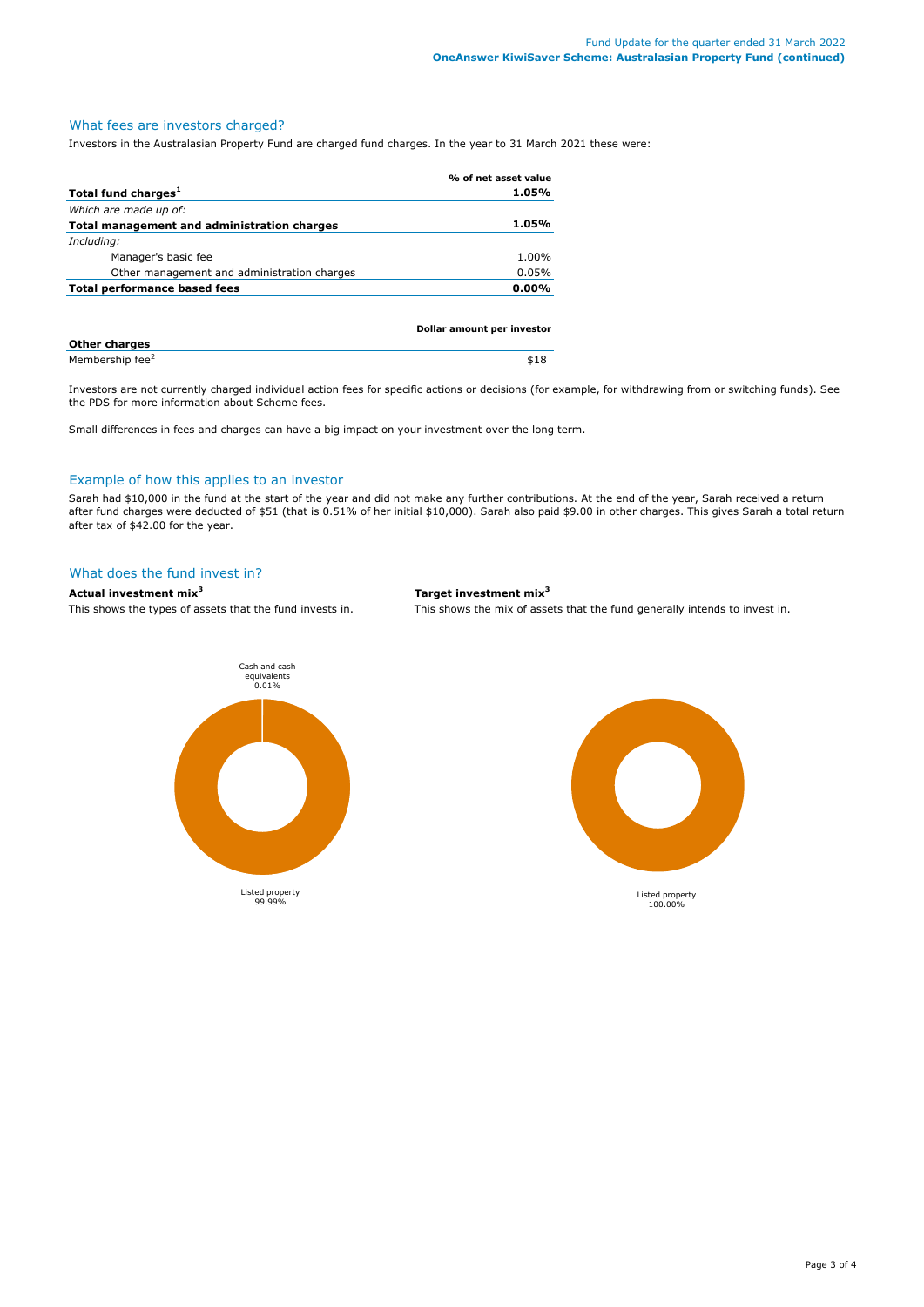## What fees are investors charged?

Investors in the Australasian Property Fund are charged fund charges. In the year to 31 March 2021 these were:

| | % of net asset value |
|---|---|
| **Total fund charges[1]** | **1.05%** |
| *Which are made up of:* | |
| **Total management and administration charges** | **1.05%** |
| *Including:* | |
| Manager's basic fee | 1.00% |
| Other management and administration charges | 0.05% |
| **Total performance based fees** | **0.00%** |

| | Dollar amount per investor |
|---|---|
| **Other charges** | |
| Membership fee[2] | $18 |

Investors are not currently charged individual action fees for specific actions or decisions (for example, for withdrawing from or switching funds). See the PDS for more information about Scheme fees.

Small differences in fees and charges can have a big impact on your investment over the long term.

## Example of how this applies to an investor

Sarah had $10,000 in the fund at the start of the year and did not make any further contributions. At the end of the year, Sarah received a return after fund charges were deducted of $51 (that is 0.51% of her initial $10,000). Sarah also paid $9.00 in other charges. This gives Sarah a total return after tax of $42.00 for the year.

## What does the fund invest in?

**Actual investment mix[3]**

This shows the types of assets that the fund invests in.

Cash and cash equivalents 0.01%

Listed property 99.99%

**Target investment mix[3]**

This shows the mix of assets that the fund generally intends to invest in.

Listed property 100.00%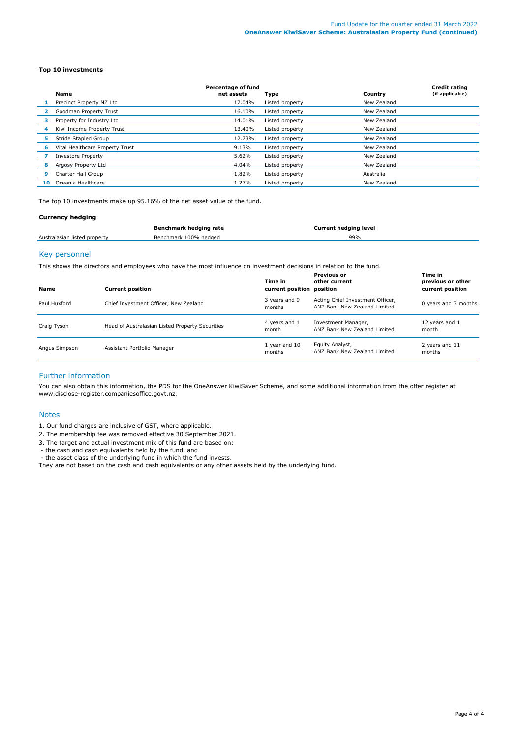#### Top 10 investments

| | Name | Percentage of fund net assets | Type | Country | Credit rating (if applicable) |
|---|---|---|---|---|---|
| 1 | Precinct Property NZ Ltd | 17.04% | Listed property | New Zealand | |
| 2 | Goodman Property Trust | 16.10% | Listed property | New Zealand | |
| 3 | Property for Industry Ltd | 14.01% | Listed property | New Zealand | |
| 4 | Kiwi Income Property Trust | 13.40% | Listed property | New Zealand | |
| 5 | Stride Stapled Group | 12.73% | Listed property | New Zealand | |
| 6 | Vital Healthcare Property Trust | 9.13% | Listed property | New Zealand | |
| 7 | Investore Property | 5.62% | Listed property | New Zealand | |
| 8 | Argosy Property Ltd | 4.04% | Listed property | New Zealand | |
| 9 | Charter Hall Group | 1.82% | Listed property | Australia | |
| 10 | Oceania Healthcare | 1.27% | Listed property | New Zealand | |

The top 10 investments make up 95.16% of the net asset value of the fund.

#### Currency hedging

| | Benchmark hedging rate | Current hedging level |
|---|---|---|
| Australasian listed property | Benchmark 100% hedged | 99% |

## Key personnel

This shows the directors and employees who have the most influence on investment decisions in relation to the fund.

| Name | Current position | Time in current position | Previous or other current position | Time in previous or other current position |
|---|---|---|---|---|
| Paul Huxford | Chief Investment Officer, New Zealand | 3 years and 9 months | Acting Chief Investment Officer, ANZ Bank New Zealand Limited | 0 years and 3 months |
| Craig Tyson | Head of Australasian Listed Property Securities | 4 years and 1 month | Investment Manager, ANZ Bank New Zealand Limited | 12 years and 1 month |
| Angus Simpson | Assistant Portfolio Manager | 1 year and 10 months | Equity Analyst, ANZ Bank New Zealand Limited | 2 years and 11 months |

## Further information

You can also obtain this information, the PDS for the OneAnswer KiwiSaver Scheme, and some additional information from the offer register at www.disclose-register.companiesoffice.govt.nz.

## Notes

1. Our fund charges are inclusive of GST, where applicable.
2. The membership fee was removed effective 30 September 2021.
3. The target and actual investment mix of this fund are based on:
 - the cash and cash equivalents held by the fund, and
 - the asset class of the underlying fund in which the fund invests.

They are not based on the cash and cash equivalents or any other assets held by the underlying fund.